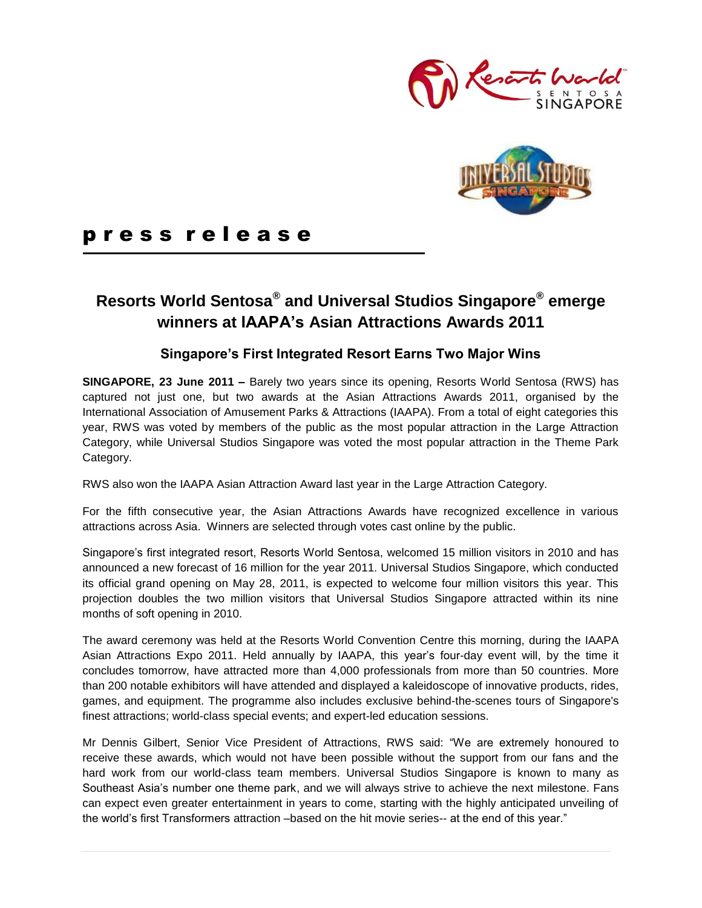**press release**

# Resorts World Sentosa® and Universal Studios Singapore® emerge winners at IAAPA's Asian Attractions Awards 2011

## Singapore's First Integrated Resort Earns Two Major Wins

**SINGAPORE, 23 June 2011 –** Barely two years since its opening, Resorts World Sentosa (RWS) has captured not just one, but two awards at the Asian Attractions Awards 2011, organised by the International Association of Amusement Parks & Attractions (IAAPA). From a total of eight categories this year, RWS was voted by members of the public as the most popular attraction in the Large Attraction Category, while Universal Studios Singapore was voted the most popular attraction in the Theme Park Category.

RWS also won the IAAPA Asian Attraction Award last year in the Large Attraction Category.

For the fifth consecutive year, the Asian Attractions Awards have recognized excellence in various attractions across Asia. Winners are selected through votes cast online by the public.

Singapore's first integrated resort, Resorts World Sentosa, welcomed 15 million visitors in 2010 and has announced a new forecast of 16 million for the year 2011. Universal Studios Singapore, which conducted its official grand opening on May 28, 2011, is expected to welcome four million visitors this year. This projection doubles the two million visitors that Universal Studios Singapore attracted within its nine months of soft opening in 2010.

The award ceremony was held at the Resorts World Convention Centre this morning, during the IAAPA Asian Attractions Expo 2011. Held annually by IAAPA, this year's four-day event will, by the time it concludes tomorrow, have attracted more than 4,000 professionals from more than 50 countries. More than 200 notable exhibitors will have attended and displayed a kaleidoscope of innovative products, rides, games, and equipment. The programme also includes exclusive behind-the-scenes tours of Singapore's finest attractions; world-class special events; and expert-led education sessions.

Mr Dennis Gilbert, Senior Vice President of Attractions, RWS said: "We are extremely honoured to receive these awards, which would not have been possible without the support from our fans and the hard work from our world-class team members. Universal Studios Singapore is known to many as Southeast Asia's number one theme park, and we will always strive to achieve the next milestone. Fans can expect even greater entertainment in years to come, starting with the highly anticipated unveiling of the world's first Transformers attraction –based on the hit movie series-- at the end of this year."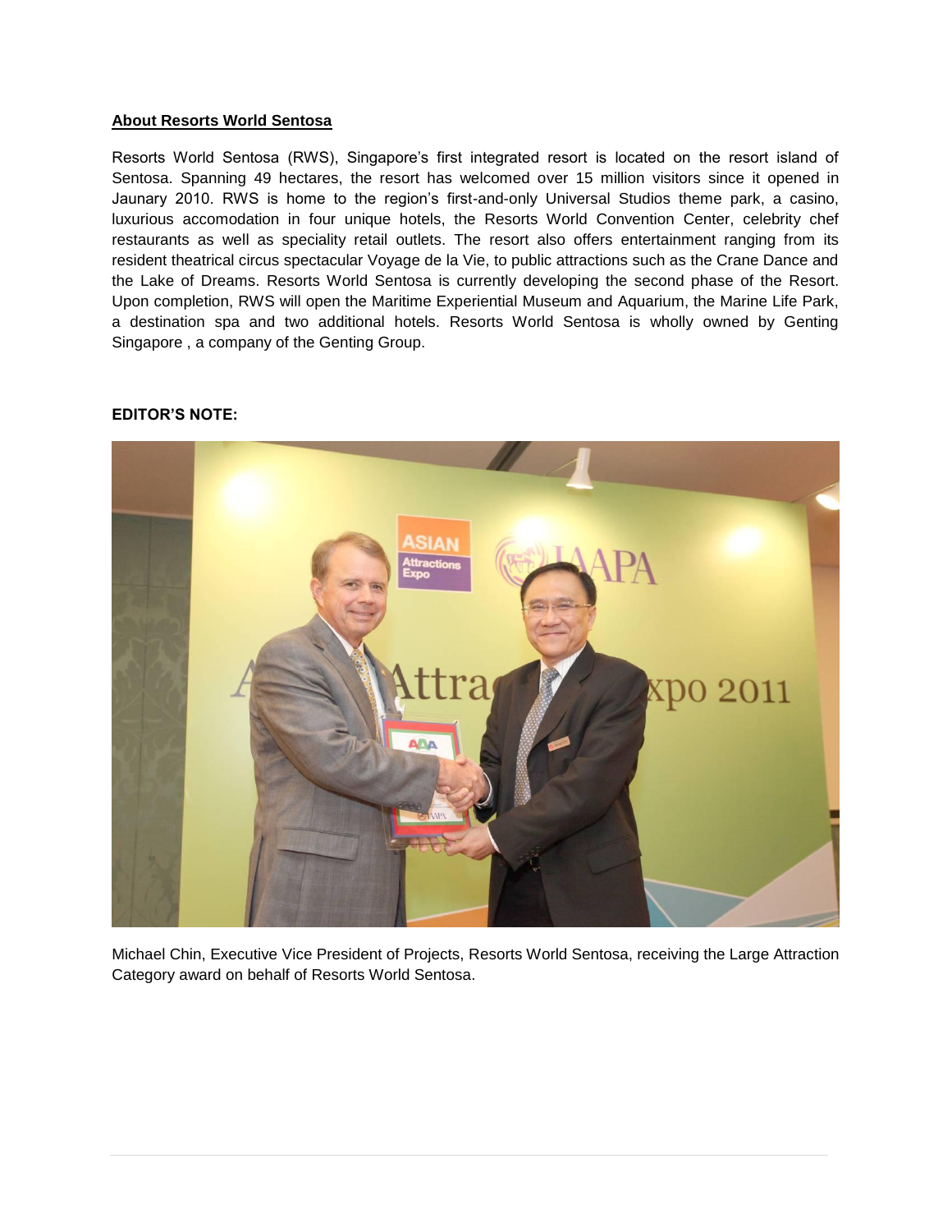**About Resorts World Sentosa**

Resorts World Sentosa (RWS), Singapore's first integrated resort is located on the resort island of Sentosa. Spanning 49 hectares, the resort has welcomed over 15 million visitors since it opened in Jaunary 2010. RWS is home to the region's first-and-only Universal Studios theme park, a casino, luxurious accomodation in four unique hotels, the Resorts World Convention Center, celebrity chef restaurants as well as speciality retail outlets. The resort also offers entertainment ranging from its resident theatrical circus spectacular Voyage de la Vie, to public attractions such as the Crane Dance and the Lake of Dreams. Resorts World Sentosa is currently developing the second phase of the Resort. Upon completion, RWS will open the Maritime Experiential Museum and Aquarium, the Marine Life Park, a destination spa and two additional hotels. Resorts World Sentosa is wholly owned by Genting Singapore , a company of the Genting Group.

**EDITOR'S NOTE:**

Michael Chin, Executive Vice President of Projects, Resorts World Sentosa, receiving the Large Attraction Category award on behalf of Resorts World Sentosa.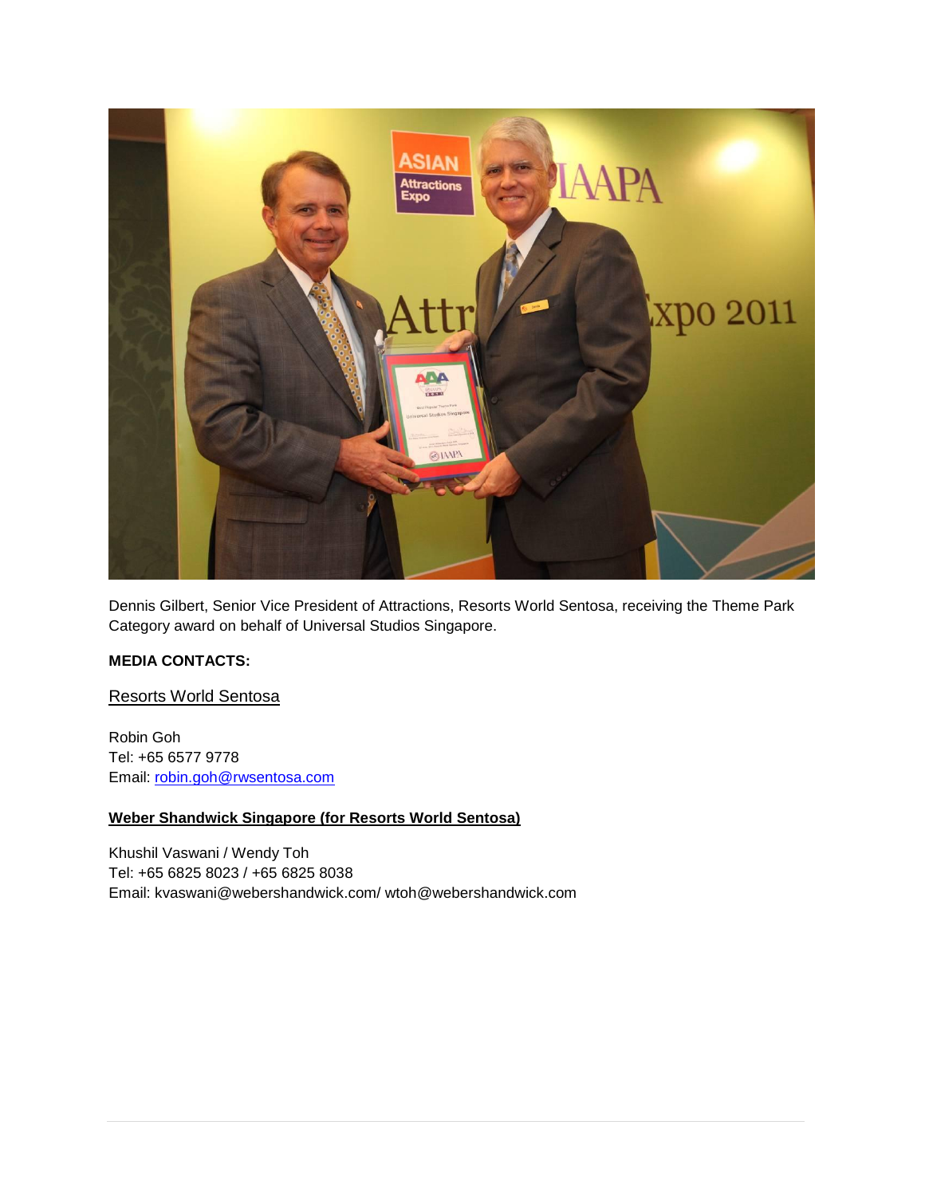Dennis Gilbert, Senior Vice President of Attractions, Resorts World Sentosa, receiving the Theme Park Category award on behalf of Universal Studios Singapore.

**MEDIA CONTACTS:**

Resorts World Sentosa

Robin Goh
Tel: +65 6577 9778
Email: robin.goh@rwsentosa.com

**Weber Shandwick Singapore (for Resorts World Sentosa)**

Khushil Vaswani / Wendy Toh
Tel: +65 6825 8023 / +65 6825 8038
Email: kvaswani@webershandwick.com/ wtoh@webershandwick.com